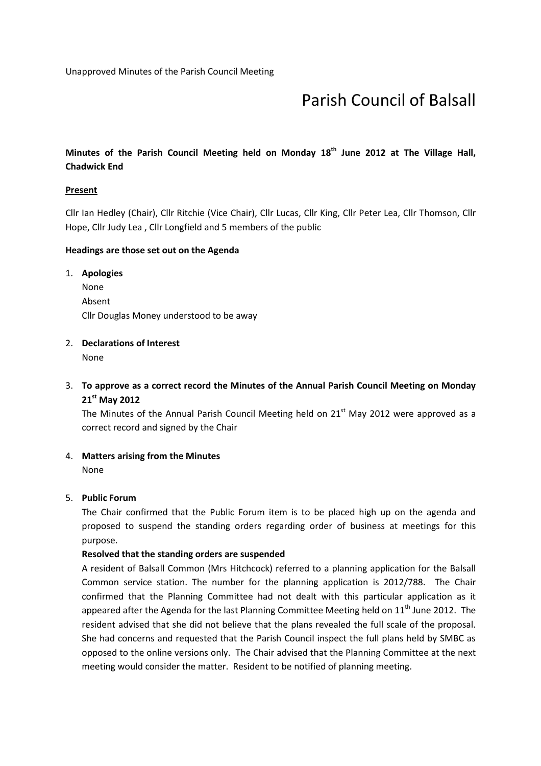Unapproved Minutes of the Parish Council Meeting

# Parish Council of Balsall

**Minutes of the Parish Council Meeting held on Monday 18th June 2012 at The Village Hall, Chadwick End**

**Present**

Cllr Ian Hedley (Chair), Cllr Ritchie (Vice Chair), Cllr Lucas, Cllr King, Cllr Peter Lea, Cllr Thomson, Cllr Hope, Cllr Judy Lea , Cllr Longfield and 5 members of the public

**Headings are those set out on the Agenda**

1. **Apologies**
   None
   Absent
   Cllr Douglas Money understood to be away

2. **Declarations of Interest**
   None

3. **To approve as a correct record the Minutes of the Annual Parish Council Meeting on Monday 21st May 2012**
   The Minutes of the Annual Parish Council Meeting held on 21st May 2012 were approved as a correct record and signed by the Chair

4. **Matters arising from the Minutes**
   None

5. **Public Forum**
   The Chair confirmed that the Public Forum item is to be placed high up on the agenda and proposed to suspend the standing orders regarding order of business at meetings for this purpose.
   **Resolved that the standing orders are suspended**
   A resident of Balsall Common (Mrs Hitchcock) referred to a planning application for the Balsall Common service station. The number for the planning application is 2012/788. The Chair confirmed that the Planning Committee had not dealt with this particular application as it appeared after the Agenda for the last Planning Committee Meeting held on 11th June 2012. The resident advised that she did not believe that the plans revealed the full scale of the proposal. She had concerns and requested that the Parish Council inspect the full plans held by SMBC as opposed to the online versions only. The Chair advised that the Planning Committee at the next meeting would consider the matter. Resident to be notified of planning meeting.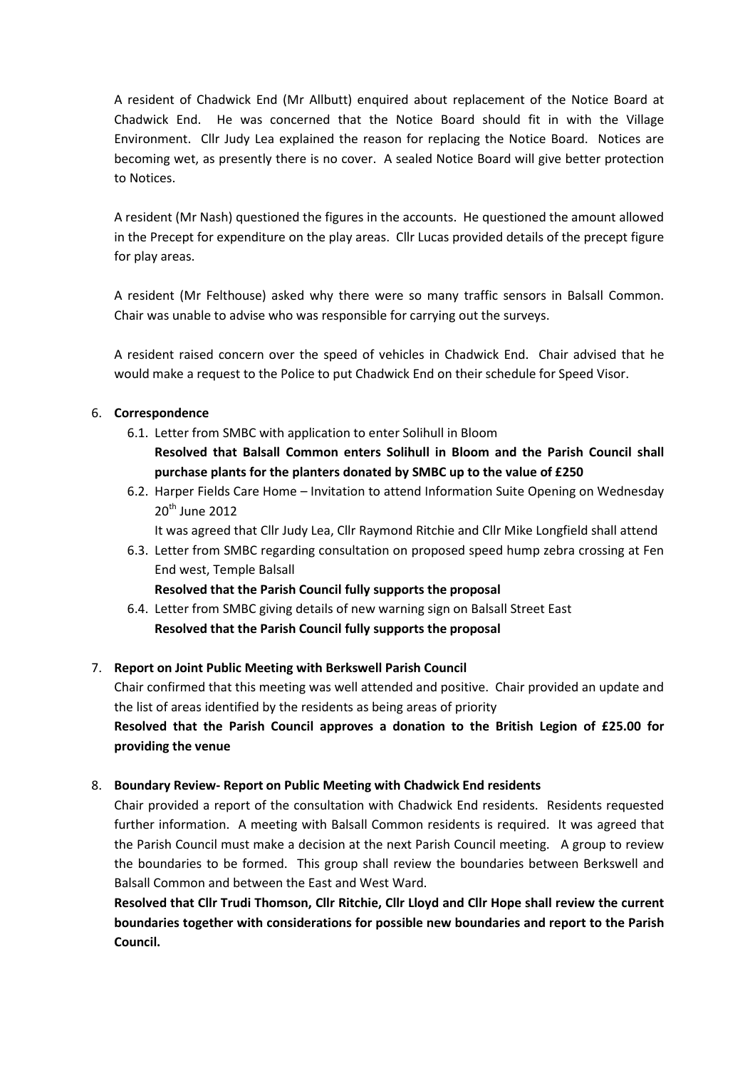A resident of Chadwick End (Mr Allbutt) enquired about replacement of the Notice Board at Chadwick End. He was concerned that the Notice Board should fit in with the Village Environment. Cllr Judy Lea explained the reason for replacing the Notice Board. Notices are becoming wet, as presently there is no cover. A sealed Notice Board will give better protection to Notices.

A resident (Mr Nash) questioned the figures in the accounts. He questioned the amount allowed in the Precept for expenditure on the play areas. Cllr Lucas provided details of the precept figure for play areas.

A resident (Mr Felthouse) asked why there were so many traffic sensors in Balsall Common. Chair was unable to advise who was responsible for carrying out the surveys.

A resident raised concern over the speed of vehicles in Chadwick End. Chair advised that he would make a request to the Police to put Chadwick End on their schedule for Speed Visor.

6. **Correspondence**
   - 6.1. Letter from SMBC with application to enter Solihull in Bloom
     **Resolved that Balsall Common enters Solihull in Bloom and the Parish Council shall purchase plants for the planters donated by SMBC up to the value of £250**
   - 6.2. Harper Fields Care Home – Invitation to attend Information Suite Opening on Wednesday 20th June 2012
     It was agreed that Cllr Judy Lea, Cllr Raymond Ritchie and Cllr Mike Longfield shall attend
   - 6.3. Letter from SMBC regarding consultation on proposed speed hump zebra crossing at Fen End west, Temple Balsall
     **Resolved that the Parish Council fully supports the proposal**
   - 6.4. Letter from SMBC giving details of new warning sign on Balsall Street East
     **Resolved that the Parish Council fully supports the proposal**

7. **Report on Joint Public Meeting with Berkswell Parish Council**
   Chair confirmed that this meeting was well attended and positive. Chair provided an update and the list of areas identified by the residents as being areas of priority
   **Resolved that the Parish Council approves a donation to the British Legion of £25.00 for providing the venue**

8. **Boundary Review- Report on Public Meeting with Chadwick End residents**
   Chair provided a report of the consultation with Chadwick End residents. Residents requested further information. A meeting with Balsall Common residents is required. It was agreed that the Parish Council must make a decision at the next Parish Council meeting. A group to review the boundaries to be formed. This group shall review the boundaries between Berkswell and Balsall Common and between the East and West Ward.
   **Resolved that Cllr Trudi Thomson, Cllr Ritchie, Cllr Lloyd and Cllr Hope shall review the current boundaries together with considerations for possible new boundaries and report to the Parish Council.**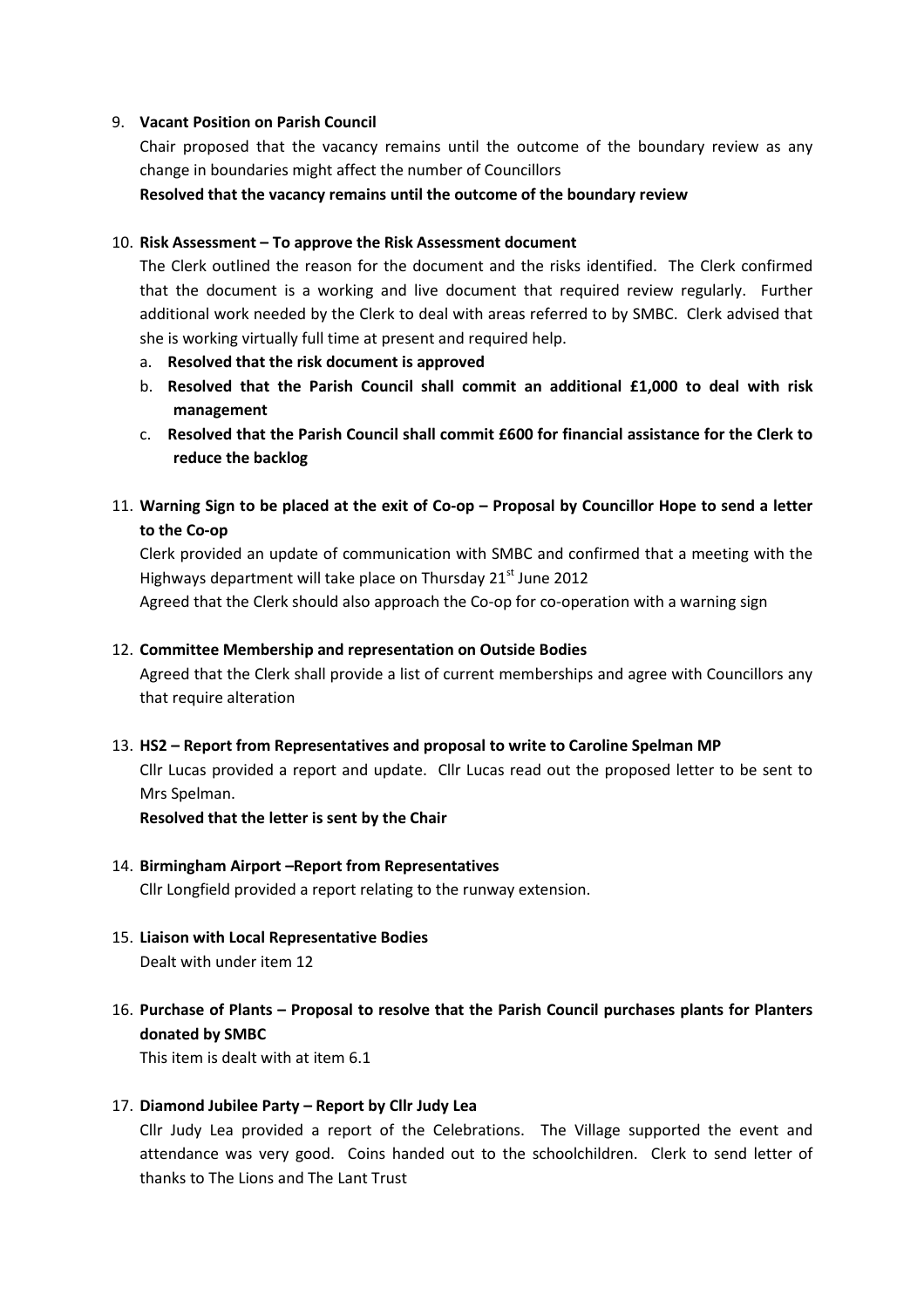9. **Vacant Position on Parish Council**

   Chair proposed that the vacancy remains until the outcome of the boundary review as any change in boundaries might affect the number of Councillors

   **Resolved that the vacancy remains until the outcome of the boundary review**

10. **Risk Assessment – To approve the Risk Assessment document**

    The Clerk outlined the reason for the document and the risks identified. The Clerk confirmed that the document is a working and live document that required review regularly. Further additional work needed by the Clerk to deal with areas referred to by SMBC. Clerk advised that she is working virtually full time at present and required help.

    a. **Resolved that the risk document is approved**
    b. **Resolved that the Parish Council shall commit an additional £1,000 to deal with risk management**
    c. **Resolved that the Parish Council shall commit £600 for financial assistance for the Clerk to reduce the backlog**

11. **Warning Sign to be placed at the exit of Co-op – Proposal by Councillor Hope to send a letter to the Co-op**

    Clerk provided an update of communication with SMBC and confirmed that a meeting with the Highways department will take place on Thursday 21st June 2012

    Agreed that the Clerk should also approach the Co-op for co-operation with a warning sign

12. **Committee Membership and representation on Outside Bodies**

    Agreed that the Clerk shall provide a list of current memberships and agree with Councillors any that require alteration

13. **HS2 – Report from Representatives and proposal to write to Caroline Spelman MP**

    Cllr Lucas provided a report and update. Cllr Lucas read out the proposed letter to be sent to Mrs Spelman.

    **Resolved that the letter is sent by the Chair**

14. **Birmingham Airport –Report from Representatives**

    Cllr Longfield provided a report relating to the runway extension.

15. **Liaison with Local Representative Bodies**

    Dealt with under item 12

16. **Purchase of Plants – Proposal to resolve that the Parish Council purchases plants for Planters donated by SMBC**

    This item is dealt with at item 6.1

17. **Diamond Jubilee Party – Report by Cllr Judy Lea**

    Cllr Judy Lea provided a report of the Celebrations. The Village supported the event and attendance was very good. Coins handed out to the schoolchildren. Clerk to send letter of thanks to The Lions and The Lant Trust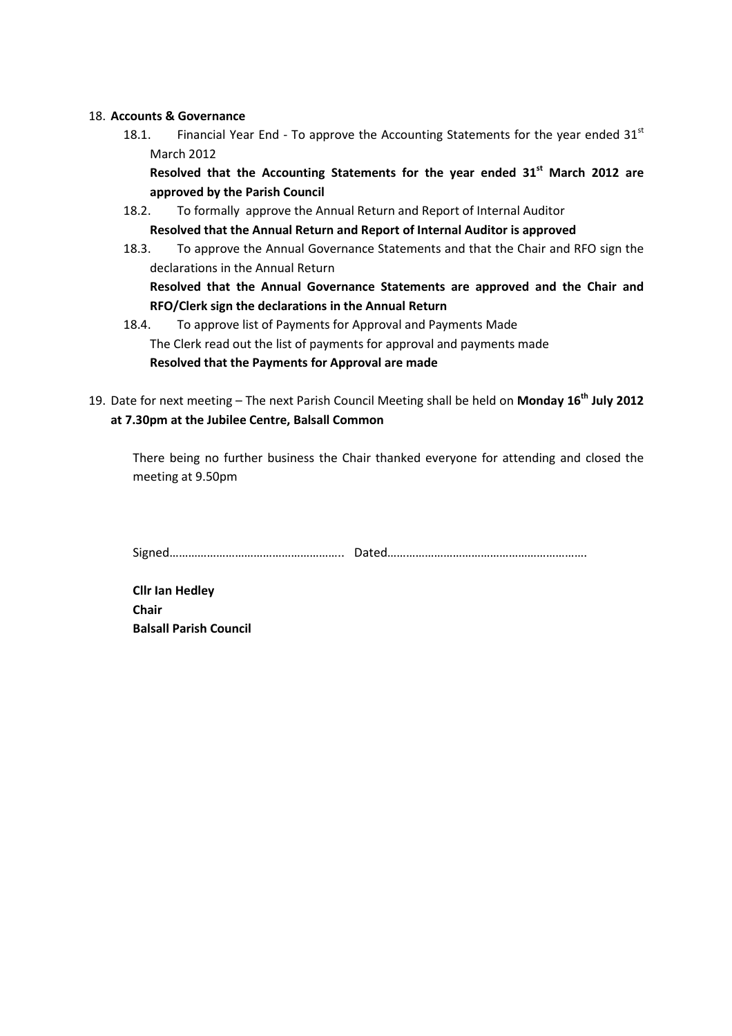18. **Accounts & Governance**
    18.1. Financial Year End - To approve the Accounting Statements for the year ended 31st March 2012
    **Resolved that the Accounting Statements for the year ended 31st March 2012 are approved by the Parish Council**
    18.2. To formally approve the Annual Return and Report of Internal Auditor
    **Resolved that the Annual Return and Report of Internal Auditor is approved**
    18.3. To approve the Annual Governance Statements and that the Chair and RFO sign the declarations in the Annual Return
    **Resolved that the Annual Governance Statements are approved and the Chair and RFO/Clerk sign the declarations in the Annual Return**
    18.4. To approve list of Payments for Approval and Payments Made
    The Clerk read out the list of payments for approval and payments made
    **Resolved that the Payments for Approval are made**

19. Date for next meeting – The next Parish Council Meeting shall be held on **Monday 16th July 2012 at 7.30pm at the Jubilee Centre, Balsall Common**

There being no further business the Chair thanked everyone for attending and closed the meeting at 9.50pm

Signed……………………………………………….. Dated……………………………………………………….

**Cllr Ian Hedley**
**Chair**
**Balsall Parish Council**